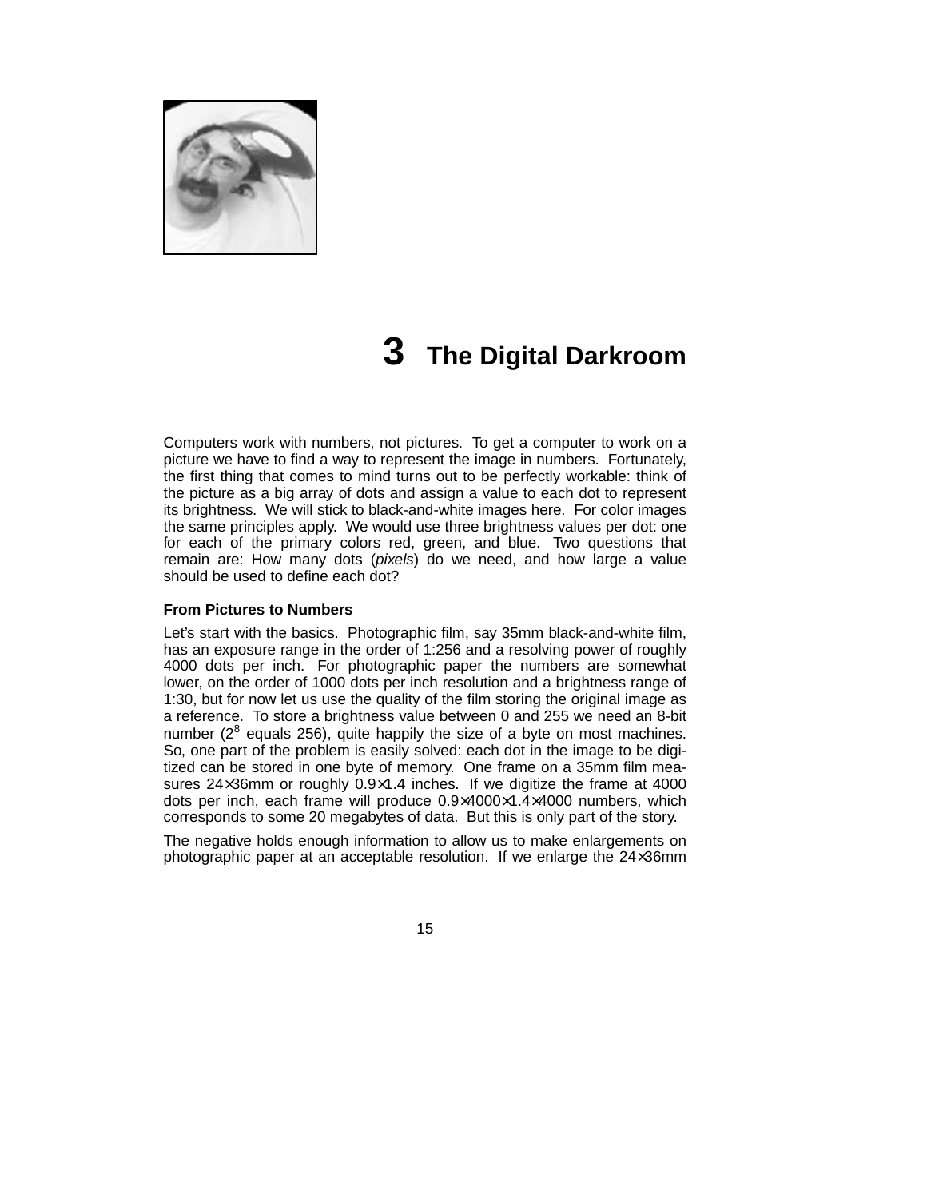# 3 The Digital Darkroom

Computers work with numbers, not pictures. To get a computer to work on a picture we have to find a way to represent the image in numbers. Fortunately, the first thing that comes to mind turns out to be perfectly workable: think of the picture as a big array of dots and assign a value to each dot to represent its brightness. We will stick to black-and-white images here. For color images the same principles apply. We would use three brightness values per dot: one for each of the primary colors red, green, and blue. Two questions that remain are: How many dots (*pixels*) do we need, and how large a value should be used to define each dot?

### From Pictures to Numbers

Let's start with the basics. Photographic film, say 35mm black-and-white film, has an exposure range in the order of 1:256 and a resolving power of roughly 4000 dots per inch. For photographic paper the numbers are somewhat lower, on the order of 1000 dots per inch resolution and a brightness range of 1:30, but for now let us use the quality of the film storing the original image as a reference. To store a brightness value between 0 and 255 we need an 8-bit number ($2^8$ equals 256), quite happily the size of a byte on most machines. So, one part of the problem is easily solved: each dot in the image to be digitized can be stored in one byte of memory. One frame on a 35mm film measures 24×36mm or roughly 0.9×1.4 inches. If we digitize the frame at 4000 dots per inch, each frame will produce 0.9×4000×1.4×4000 numbers, which corresponds to some 20 megabytes of data. But this is only part of the story.

The negative holds enough information to allow us to make enlargements on photographic paper at an acceptable resolution. If we enlarge the 24×36mm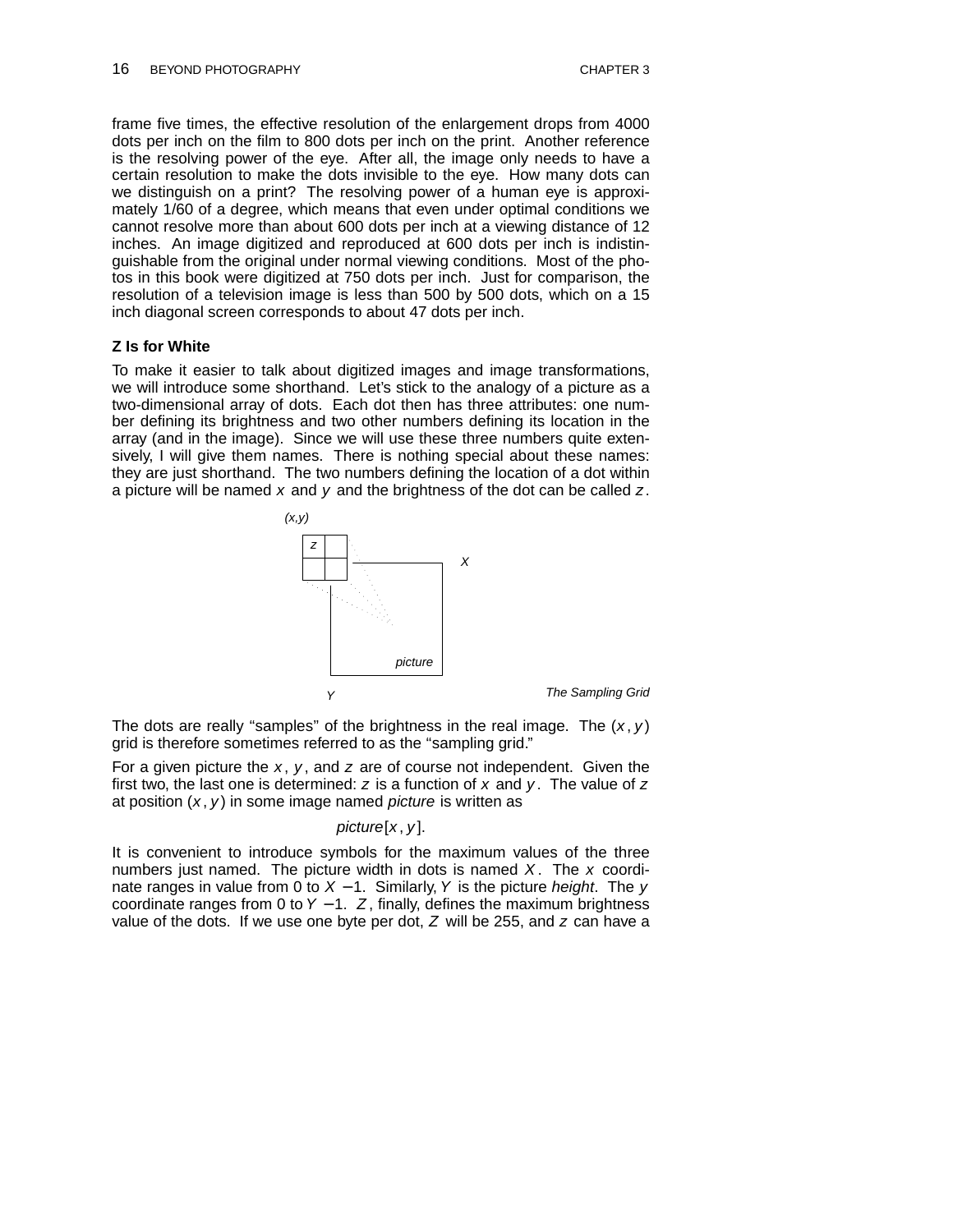frame five times, the effective resolution of the enlargement drops from 4000 dots per inch on the film to 800 dots per inch on the print. Another reference is the resolving power of the eye. After all, the image only needs to have a certain resolution to make the dots invisible to the eye. How many dots can we distinguish on a print? The resolving power of a human eye is approximately 1/60 of a degree, which means that even under optimal conditions we cannot resolve more than about 600 dots per inch at a viewing distance of 12 inches. An image digitized and reproduced at 600 dots per inch is indistinguishable from the original under normal viewing conditions. Most of the photos in this book were digitized at 750 dots per inch. Just for comparison, the resolution of a television image is less than 500 by 500 dots, which on a 15 inch diagonal screen corresponds to about 47 dots per inch.

### Z Is for White

To make it easier to talk about digitized images and image transformations, we will introduce some shorthand. Let's stick to the analogy of a picture as a two-dimensional array of dots. Each dot then has three attributes: one number defining its brightness and two other numbers defining its location in the array (and in the image). Since we will use these three numbers quite extensively, I will give them names. There is nothing special about these names: they are just shorthand. The two numbers defining the location of a dot within a picture will be named $x$ and $y$ and the brightness of the dot can be called $z$.

*The Sampling Grid*

The dots are really "samples" of the brightness in the real image. The $(x, y)$ grid is therefore sometimes referred to as the "sampling grid."

For a given picture the $x$, $y$, and $z$ are of course not independent. Given the first two, the last one is determined: $z$ is a function of $x$ and $y$. The value of $z$ at position $(x, y)$ in some image named *picture* is written as

$$picture[x, y].$$

It is convenient to introduce symbols for the maximum values of the three numbers just named. The picture width in dots is named $X$. The $x$ coordinate ranges in value from 0 to $X - 1$. Similarly, $Y$ is the picture *height*. The $y$ coordinate ranges from 0 to $Y - 1$. $Z$, finally, defines the maximum brightness value of the dots. If we use one byte per dot, $Z$ will be 255, and $z$ can have a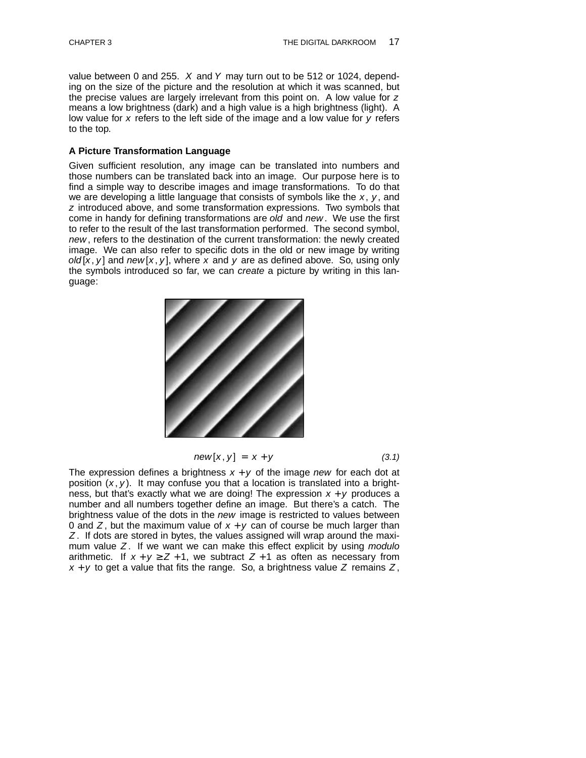value between 0 and 255. $X$ and $Y$ may turn out to be 512 or 1024, depending on the size of the picture and the resolution at which it was scanned, but the precise values are largely irrelevant from this point on. A low value for $z$ means a low brightness (dark) and a high value is a high brightness (light). A low value for $x$ refers to the left side of the image and a low value for $y$ refers to the top.

### A Picture Transformation Language

Given sufficient resolution, any image can be translated into numbers and those numbers can be translated back into an image. Our purpose here is to find a simple way to describe images and image transformations. To do that we are developing a little language that consists of symbols like the $x$, $y$, and $z$ introduced above, and some transformation expressions. Two symbols that come in handy for defining transformations are *old* and *new*. We use the first to refer to the result of the last transformation performed. The second symbol, *new*, refers to the destination of the current transformation: the newly created image. We can also refer to specific dots in the old or new image by writing $old[x,y]$ and $new[x,y]$, where $x$ and $y$ are as defined above. So, using only the symbols introduced so far, we can *create* a picture by writing in this language:

$$new[x,y] = x + y \tag{3.1}$$

The expression defines a brightness $x+y$ of the image *new* for each dot at position $(x,y)$. It may confuse you that a location is translated into a brightness, but that's exactly what we are doing! The expression $x+y$ produces a number and all numbers together define an image. But there's a catch. The brightness value of the dots in the *new* image is restricted to values between 0 and $Z$, but the maximum value of $x+y$ can of course be much larger than $Z$. If dots are stored in bytes, the values assigned will wrap around the maximum value $Z$. If we want we can make this effect explicit by using *modulo* arithmetic. If $x+y \geq Z+1$, we subtract $Z+1$ as often as necessary from $x+y$ to get a value that fits the range. So, a brightness value $Z$ remains $Z$,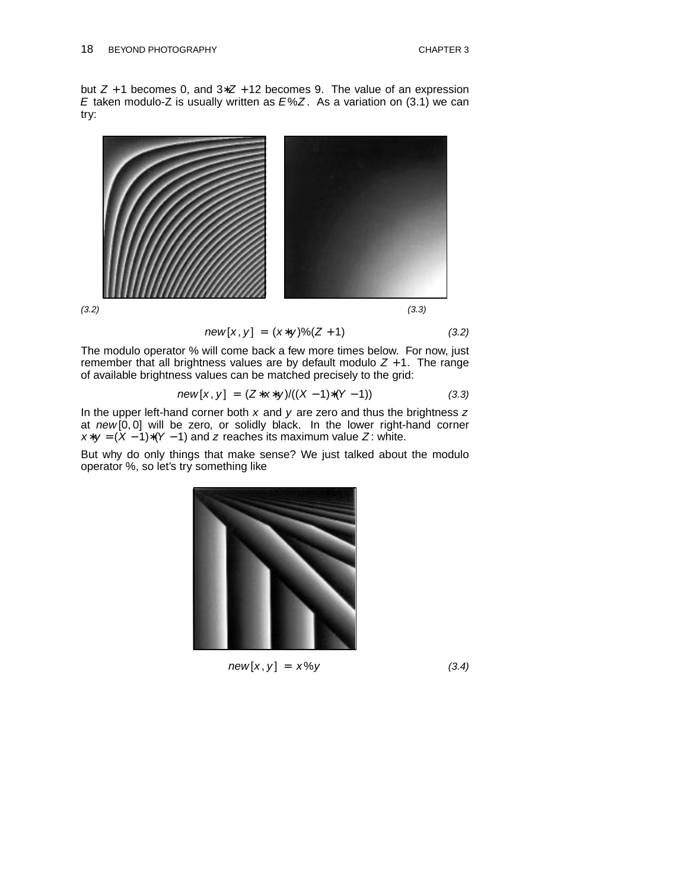but $Z+1$ becomes 0, and $3*Z+12$ becomes 9. The value of an expression $E$ taken modulo-Z is usually written as $E\%Z$. As a variation on (3.1) we can try:

*(3.2)* *(3.3)*

$$new[x,y] = (x*y)\%(Z+1) \qquad (3.2)$$

The modulo operator % will come back a few more times below. For now, just remember that all brightness values are by default modulo $Z+1$. The range of available brightness values can be matched precisely to the grid:

$$new[x,y] = (Z*x*y)/((X-1)*(Y-1)) \qquad (3.3)$$

In the upper left-hand corner both $x$ and $y$ are zero and thus the brightness $z$ at $new[0,0]$ will be zero, or solidly black. In the lower right-hand corner $x*y = (X-1)*(Y-1)$ and $z$ reaches its maximum value $Z$: white.

But why do only things that make sense? We just talked about the modulo operator %, so let's try something like

$$new[x,y] = x\%y \qquad (3.4)$$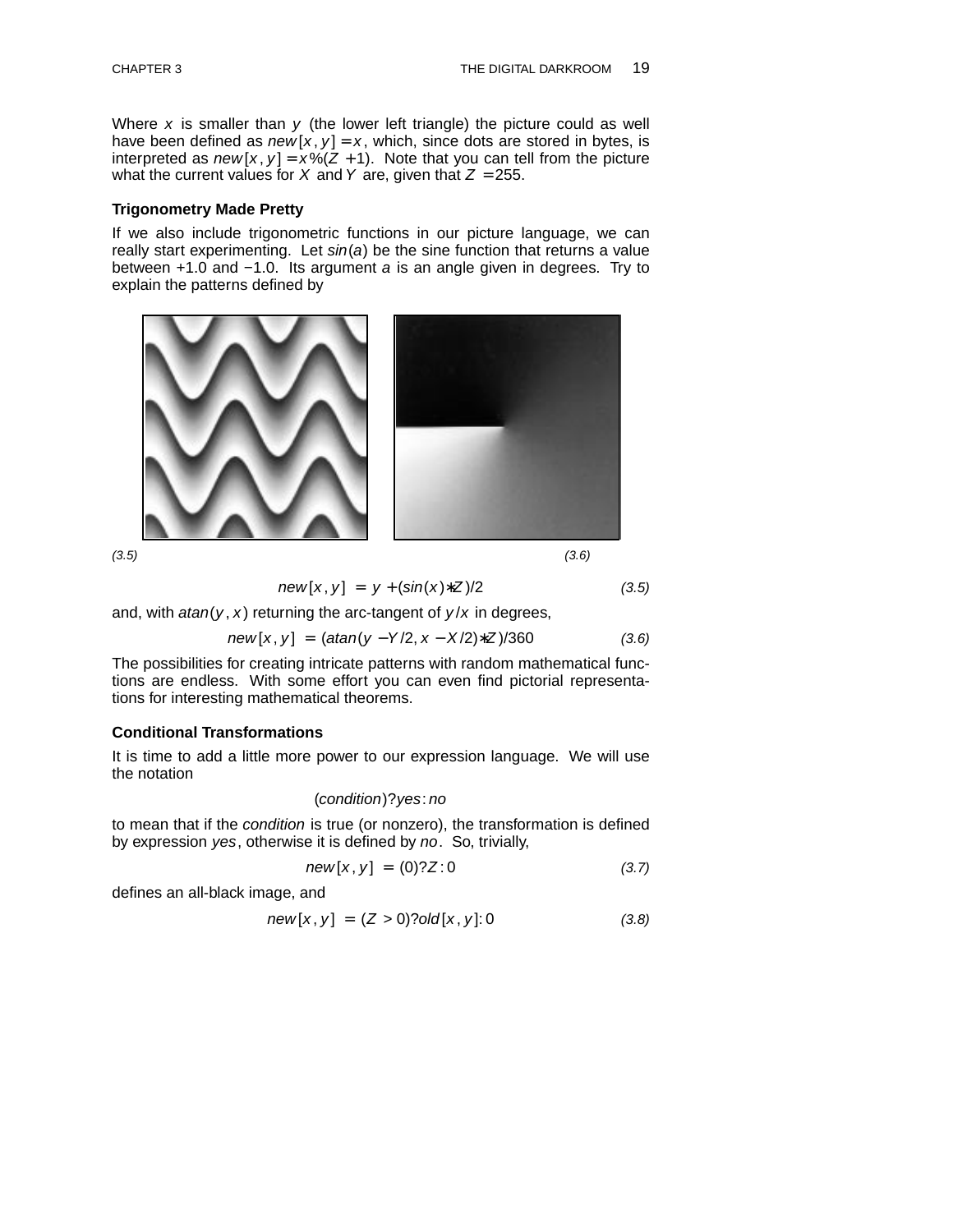Where $x$ is smaller than $y$ (the lower left triangle) the picture could as well have been defined as $new[x,y] = x$, which, since dots are stored in bytes, is interpreted as $new[x,y] = x\%(Z+1)$. Note that you can tell from the picture what the current values for $X$ and $Y$ are, given that $Z = 255$.

### Trigonometry Made Pretty

If we also include trigonometric functions in our picture language, we can really start experimenting. Let $sin(a)$ be the sine function that returns a value between +1.0 and −1.0. Its argument $a$ is an angle given in degrees. Try to explain the patterns defined by

*(3.5)* *(3.6)*

$$new[x,y] = y + (sin(x)*Z)/2 \tag{3.5}$$

and, with $atan(y,x)$ returning the arc-tangent of $y/x$ in degrees,

$$new[x,y] = (atan(y - Y/2, x - X/2)*Z)/360 \tag{3.6}$$

The possibilities for creating intricate patterns with random mathematical functions are endless. With some effort you can even find pictorial representations for interesting mathematical theorems.

### Conditional Transformations

It is time to add a little more power to our expression language. We will use the notation

$$(condition) ? yes : no$$

to mean that if the *condition* is true (or nonzero), the transformation is defined by expression *yes*, otherwise it is defined by *no*. So, trivially,

$$new[x,y] = (0) ? Z : 0 \tag{3.7}$$

defines an all-black image, and

$$new[x,y] = (Z > 0) ? old[x,y] : 0 \tag{3.8}$$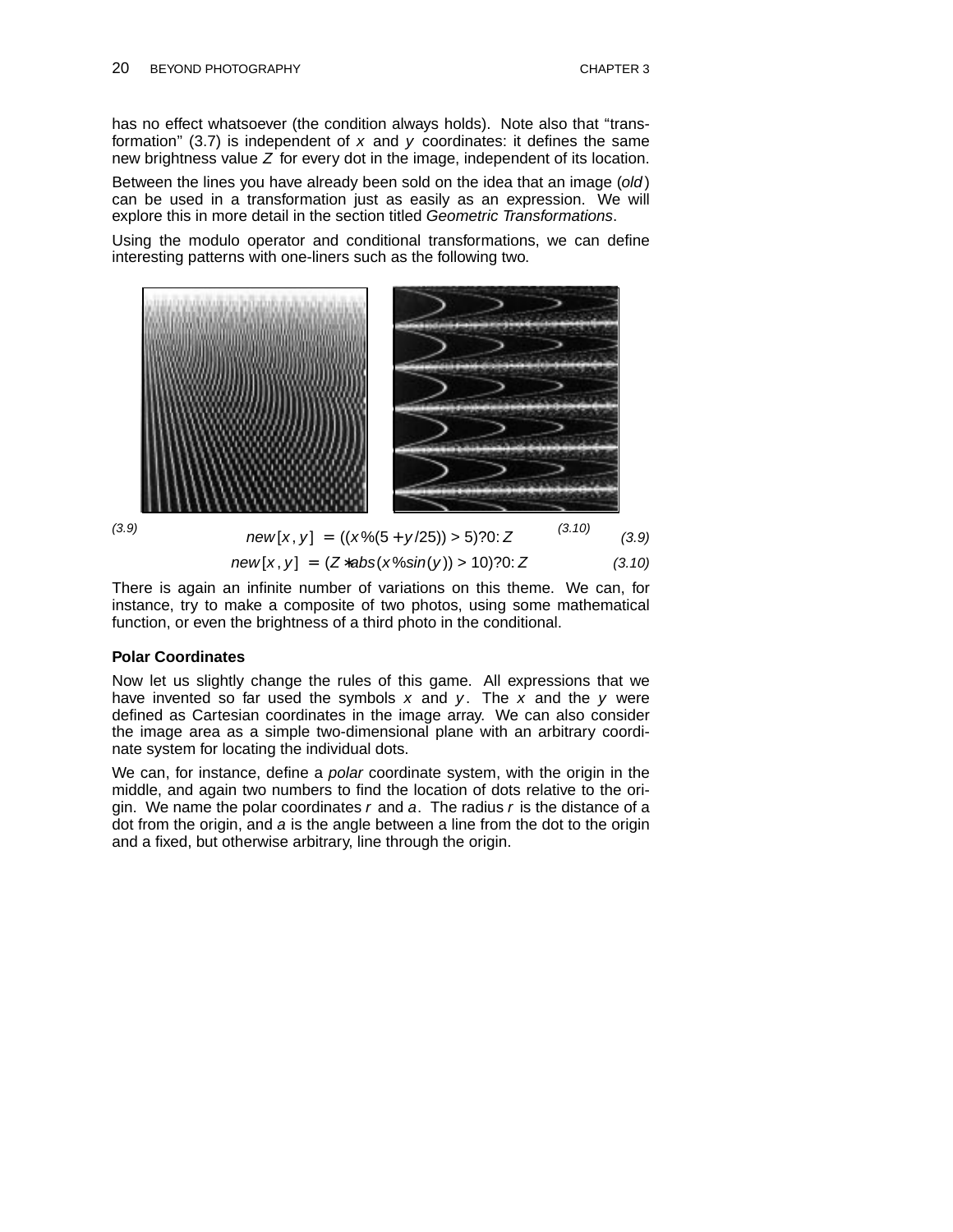has no effect whatsoever (the condition always holds). Note also that "transformation" (3.7) is independent of $x$ and $y$ coordinates: it defines the same new brightness value $Z$ for every dot in the image, independent of its location.

Between the lines you have already been sold on the idea that an image (*old*) can be used in a transformation just as easily as an expression. We will explore this in more detail in the section titled *Geometric Transformations*.

Using the modulo operator and conditional transformations, we can define interesting patterns with one-liners such as the following two.

*(3.9)* *(3.10)*

$$new[x,y] = ((x\%(5+y/25)) > 5)?0:Z \quad (3.9)$$

$$new[x,y] = (Z*abs(x\%sin(y)) > 10)?0:Z \quad (3.10)$$

There is again an infinite number of variations on this theme. We can, for instance, try to make a composite of two photos, using some mathematical function, or even the brightness of a third photo in the conditional.

**Polar Coordinates**

Now let us slightly change the rules of this game. All expressions that we have invented so far used the symbols $x$ and $y$. The $x$ and the $y$ were defined as Cartesian coordinates in the image array. We can also consider the image area as a simple two-dimensional plane with an arbitrary coordinate system for locating the individual dots.

We can, for instance, define a *polar* coordinate system, with the origin in the middle, and again two numbers to find the location of dots relative to the origin. We name the polar coordinates $r$ and $a$. The radius $r$ is the distance of a dot from the origin, and $a$ is the angle between a line from the dot to the origin and a fixed, but otherwise arbitrary, line through the origin.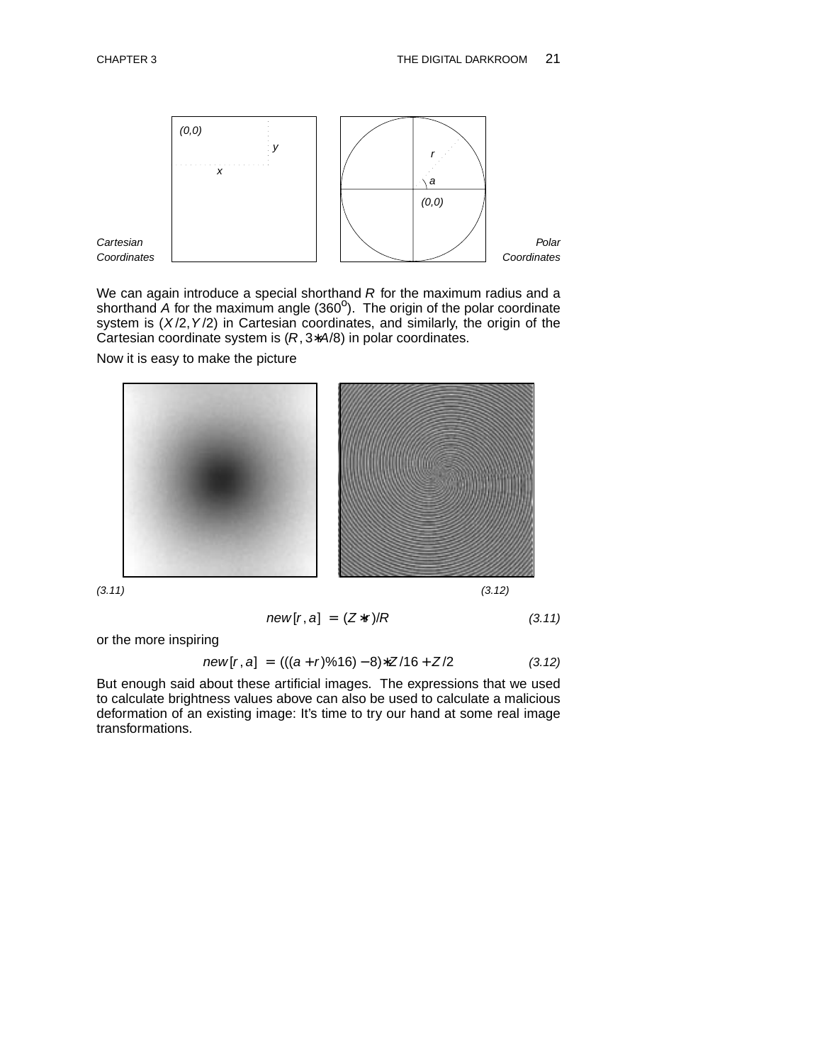Cartesian Coordinates

Polar Coordinates

We can again introduce a special shorthand $R$ for the maximum radius and a shorthand $A$ for the maximum angle ($360^o$). The origin of the polar coordinate system is ($X/2$,$Y/2$) in Cartesian coordinates, and similarly, the origin of the Cartesian coordinate system is ($R$, $3*A/8$) in polar coordinates.

Now it is easy to make the picture

(3.11) (3.12)

$$new[r,a] = (Z*r)/R \qquad (3.11)$$

or the more inspiring

$$new[r,a] = (((a+r)\%16)-8)*Z/16+Z/2 \qquad (3.12)$$

But enough said about these artificial images. The expressions that we used to calculate brightness values above can also be used to calculate a malicious deformation of an existing image: It's time to try our hand at some real image transformations.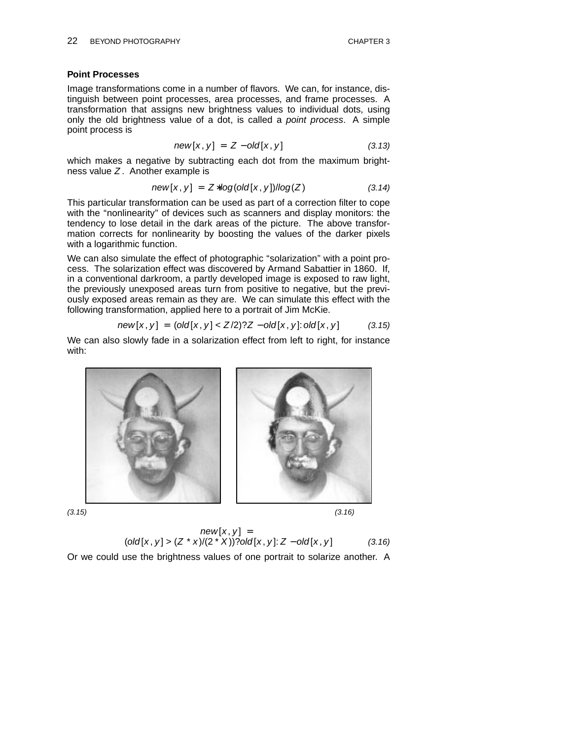### Point Processes

Image transformations come in a number of flavors. We can, for instance, distinguish between point processes, area processes, and frame processes. A transformation that assigns new brightness values to individual dots, using only the old brightness value of a dot, is called a *point process*. A simple point process is

$$new[x,y] = Z - old[x,y] \tag{3.13}$$

which makes a negative by subtracting each dot from the maximum brightness value $Z$. Another example is

$$new[x,y] = Z * log(old[x,y])/log(Z) \tag{3.14}$$

This particular transformation can be used as part of a correction filter to cope with the "nonlinearity" of devices such as scanners and display monitors: the tendency to lose detail in the dark areas of the picture. The above transformation corrects for nonlinearity by boosting the values of the darker pixels with a logarithmic function.

We can also simulate the effect of photographic "solarization" with a point process. The solarization effect was discovered by Armand Sabattier in 1860. If, in a conventional darkroom, a partly developed image is exposed to raw light, the previously unexposed areas turn from positive to negative, but the previously exposed areas remain as they are. We can simulate this effect with the following transformation, applied here to a portrait of Jim McKie.

$$new[x,y] = (old[x,y] < Z/2) ? Z - old[x,y] : old[x,y] \tag{3.15}$$

We can also slowly fade in a solarization effect from left to right, for instance with:

(3.15) (3.16)

$$new[x,y] = (old[x,y] > (Z * x)/(2 * X)) ? old[x,y] : Z - old[x,y] \tag{3.16}$$

Or we could use the brightness values of one portrait to solarize another. A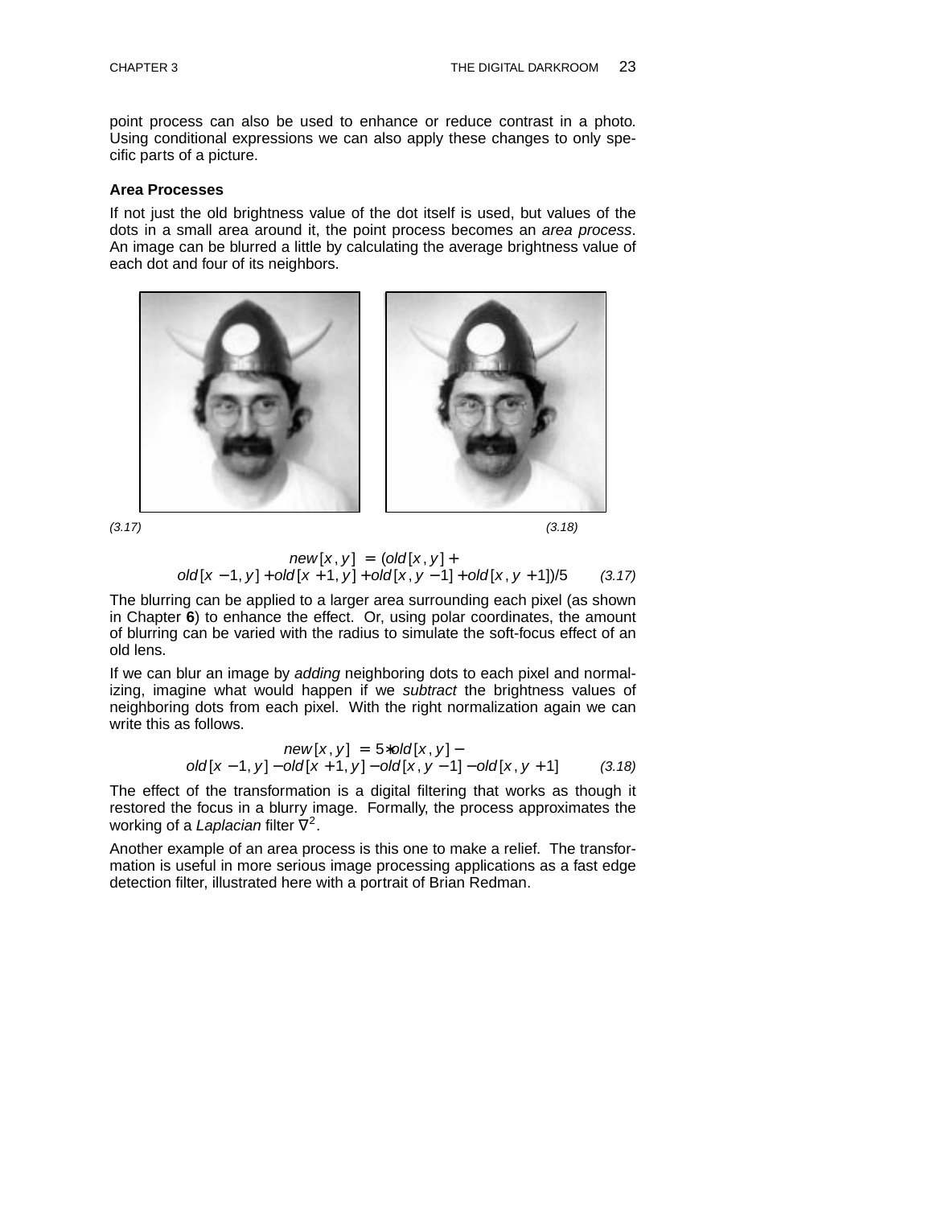point process can also be used to enhance or reduce contrast in a photo. Using conditional expressions we can also apply these changes to only specific parts of a picture.

### Area Processes

If not just the old brightness value of the dot itself is used, but values of the dots in a small area around it, the point process becomes an *area process*. An image can be blurred a little by calculating the average brightness value of each dot and four of its neighbors.

*(3.17)* *(3.18)*

$$new[x,y] = (old[x,y] + old[x-1,y] + old[x+1,y] + old[x,y-1] + old[x,y+1])/5 \qquad (3.17)$$

The blurring can be applied to a larger area surrounding each pixel (as shown in Chapter **6**) to enhance the effect. Or, using polar coordinates, the amount of blurring can be varied with the radius to simulate the soft-focus effect of an old lens.

If we can blur an image by *adding* neighboring dots to each pixel and normalizing, imagine what would happen if we *subtract* the brightness values of neighboring dots from each pixel. With the right normalization again we can write this as follows.

$$new[x,y] = 5*old[x,y] - old[x-1,y] - old[x+1,y] - old[x,y-1] - old[x,y+1] \qquad (3.18)$$

The effect of the transformation is a digital filtering that works as though it restored the focus in a blurry image. Formally, the process approximates the working of a *Laplacian* filter $\nabla^2$.

Another example of an area process is this one to make a relief. The transformation is useful in more serious image processing applications as a fast edge detection filter, illustrated here with a portrait of Brian Redman.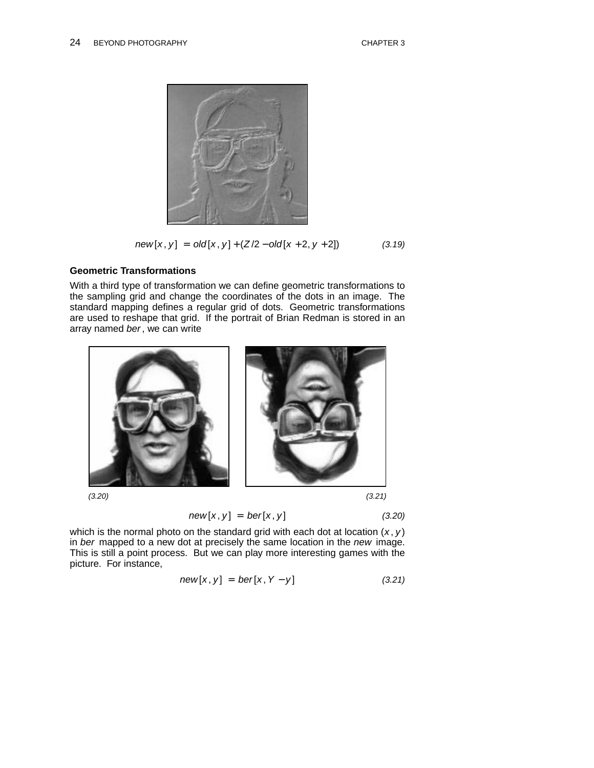$$new[x,y] = old[x,y] + (Z/2 - old[x+2, y+2]) \tag{3.19}$$

### Geometric Transformations

With a third type of transformation we can define geometric transformations to the sampling grid and change the coordinates of the dots in an image. The standard mapping defines a regular grid of dots. Geometric transformations are used to reshape that grid. If the portrait of Brian Redman is stored in an array named *ber*, we can write

(3.20) (3.21)

$$new[x,y] = ber[x,y] \tag{3.20}$$

which is the normal photo on the standard grid with each dot at location $(x, y)$ in *ber* mapped to a new dot at precisely the same location in the *new* image. This is still a point process. But we can play more interesting games with the picture. For instance,

$$new[x,y] = ber[x, Y - y] \tag{3.21}$$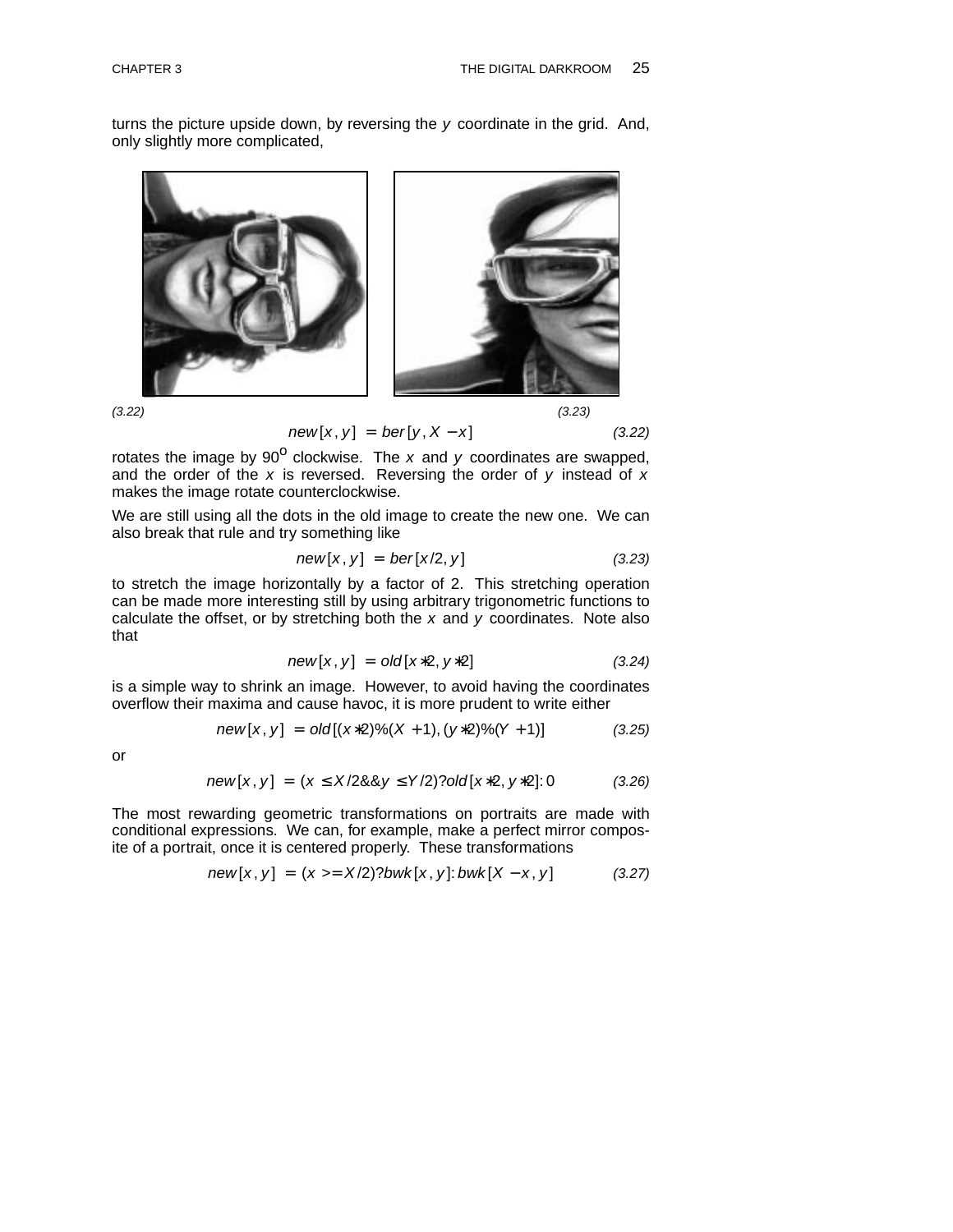turns the picture upside down, by reversing the $y$ coordinate in the grid. And, only slightly more complicated,

(3.22) (3.23)

$$new[x,y] = ber[y, X - x] \tag{3.22}$$

rotates the image by 90° clockwise. The $x$ and $y$ coordinates are swapped, and the order of the $x$ is reversed. Reversing the order of $y$ instead of $x$ makes the image rotate counterclockwise.

We are still using all the dots in the old image to create the new one. We can also break that rule and try something like

$$new[x,y] = ber[x/2, y] \tag{3.23}$$

to stretch the image horizontally by a factor of 2. This stretching operation can be made more interesting still by using arbitrary trigonometric functions to calculate the offset, or by stretching both the $x$ and $y$ coordinates. Note also that

$$new[x,y] = old[x*2, y*2] \tag{3.24}$$

is a simple way to shrink an image. However, to avoid having the coordinates overflow their maxima and cause havoc, it is more prudent to write either

$$new[x,y] = old[(x*2)\%(X+1), (y*2)\%(Y+1)] \tag{3.25}$$

or

$$new[x,y] = (x \le X/2 \&\& y \le Y/2) ? old[x*2, y*2] : 0 \tag{3.26}$$

The most rewarding geometric transformations on portraits are made with conditional expressions. We can, for example, make a perfect mirror composite of a portrait, once it is centered properly. These transformations

$$new[x,y] = (x >= X/2) ? bwk[x,y] : bwk[X - x, y] \tag{3.27}$$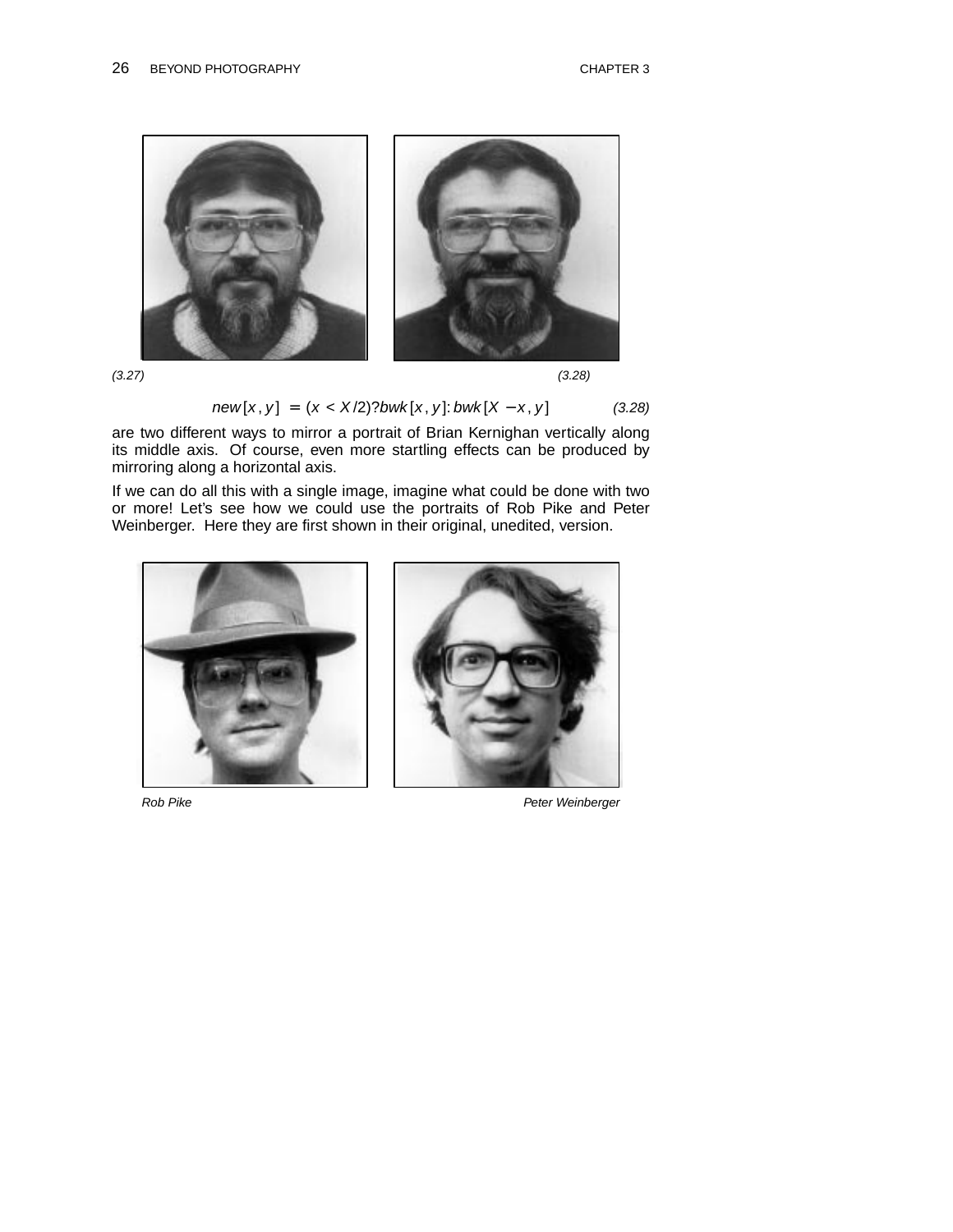(3.27) (3.28)

$$new[x, y] = (x < X/2) ? bwk[x, y] : bwk[X - x, y] \quad (3.28)$$

are two different ways to mirror a portrait of Brian Kernighan vertically along its middle axis. Of course, even more startling effects can be produced by mirroring along a horizontal axis.

If we can do all this with a single image, imagine what could be done with two or more! Let's see how we could use the portraits of Rob Pike and Peter Weinberger. Here they are first shown in their original, unedited, version.

Rob Pike Peter Weinberger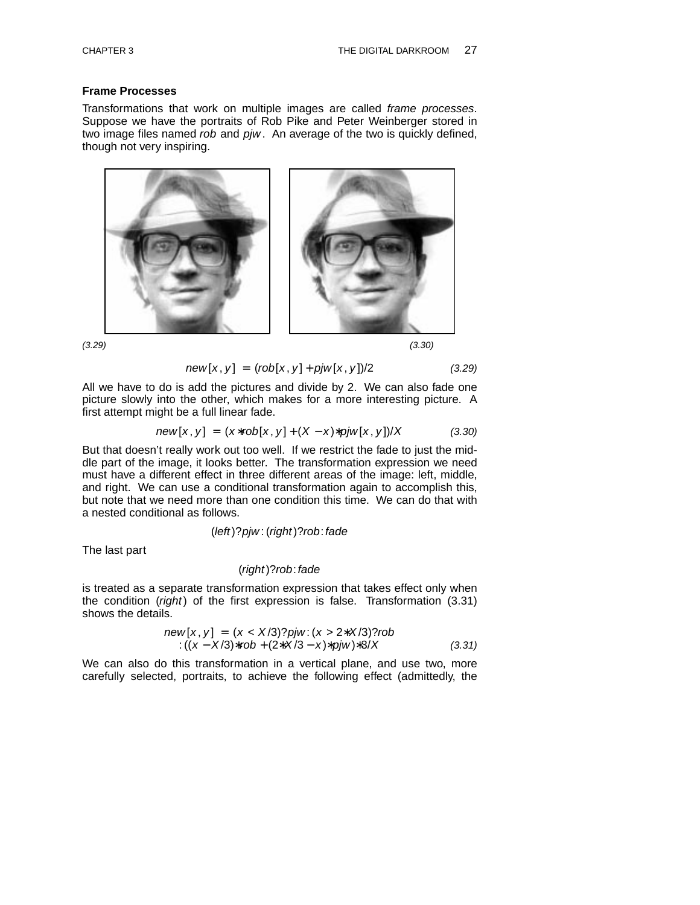### Frame Processes

Transformations that work on multiple images are called *frame processes*. Suppose we have the portraits of Rob Pike and Peter Weinberger stored in two image files named *rob* and *pjw*. An average of the two is quickly defined, though not very inspiring.

(3.29) (3.30)

$$new[x,y] = (rob[x,y] + pjw[x,y])/2 \qquad (3.29)$$

All we have to do is add the pictures and divide by 2. We can also fade one picture slowly into the other, which makes for a more interesting picture. A first attempt might be a full linear fade.

$$new[x,y] = (x*rob[x,y] + (X-x)*pjw[x,y])/X \qquad (3.30)$$

But that doesn't really work out too well. If we restrict the fade to just the middle part of the image, it looks better. The transformation expression we need must have a different effect in three different areas of the image: left, middle, and right. We can use a conditional transformation again to accomplish this, but note that we need more than one condition this time. We can do that with a nested conditional as follows.

$$(left)?pjw:(right)?rob:fade$$

The last part

$$(right)?rob:fade$$

is treated as a separate transformation expression that takes effect only when the condition (*right*) of the first expression is false. Transformation (3.31) shows the details.

$$\begin{aligned} new[x,y] = {} & (x < X/3)?pjw:(x > 2*X/3)?rob \\ & :((x-X/3)*rob + (2*X/3-x)*pjw)*3/X \qquad (3.31) \end{aligned}$$

We can also do this transformation in a vertical plane, and use two, more carefully selected, portraits, to achieve the following effect (admittedly, the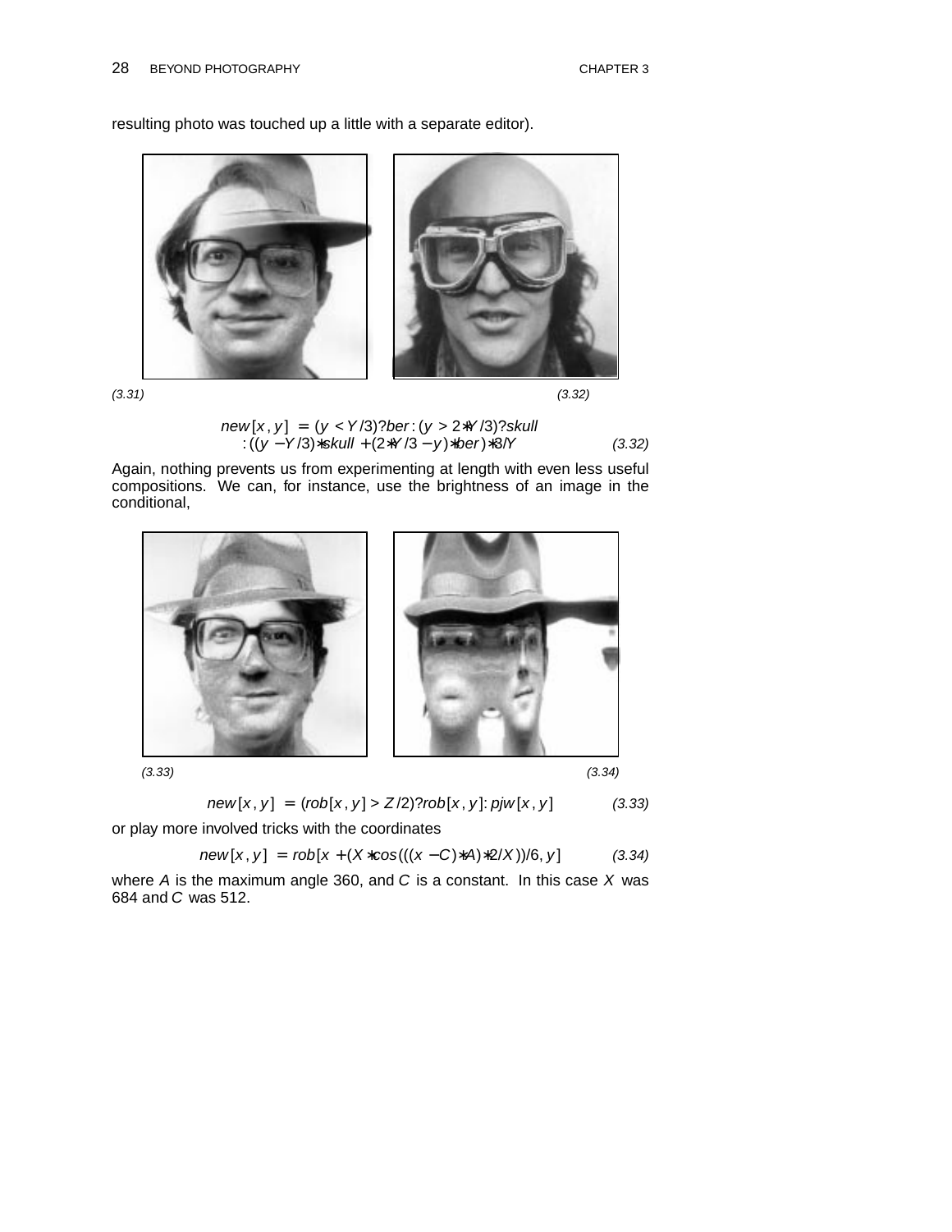resulting photo was touched up a little with a separate editor).

(3.31) (3.32)

$$new[x,y] = (y < Y/3) ? ber : (y > 2*Y/3) ? skull : ((y - Y/3)*skull + (2*Y/3 - y)*ber)*3/Y \quad (3.32)$$

Again, nothing prevents us from experimenting at length with even less useful compositions. We can, for instance, use the brightness of an image in the conditional,

(3.33) (3.34)

$$new[x,y] = (rob[x,y] > Z/2) ? rob[x,y] : pjw[x,y] \quad (3.33)$$

or play more involved tricks with the coordinates

$$new[x,y] = rob[x + (X*cos(((x - C)*A)*2/X))/6, y] \quad (3.34)$$

where $A$ is the maximum angle 360, and $C$ is a constant. In this case $X$ was 684 and $C$ was 512.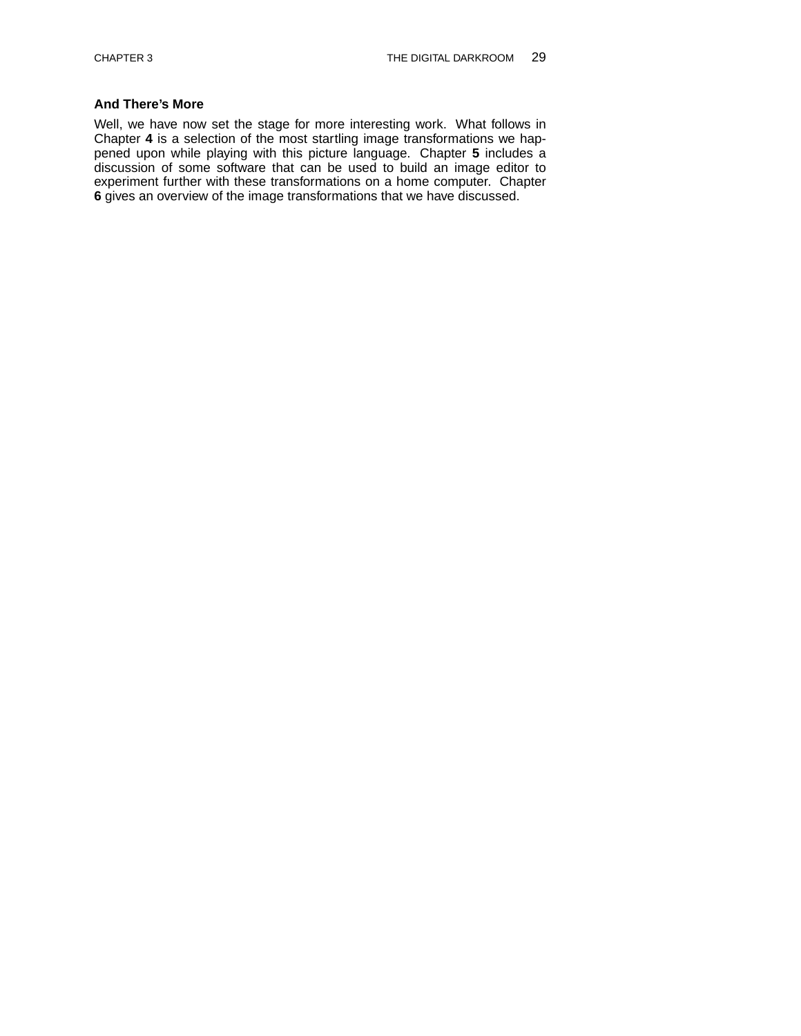### And There's More

Well, we have now set the stage for more interesting work. What follows in Chapter **4** is a selection of the most startling image transformations we happened upon while playing with this picture language. Chapter **5** includes a discussion of some software that can be used to build an image editor to experiment further with these transformations on a home computer. Chapter **6** gives an overview of the image transformations that we have discussed.